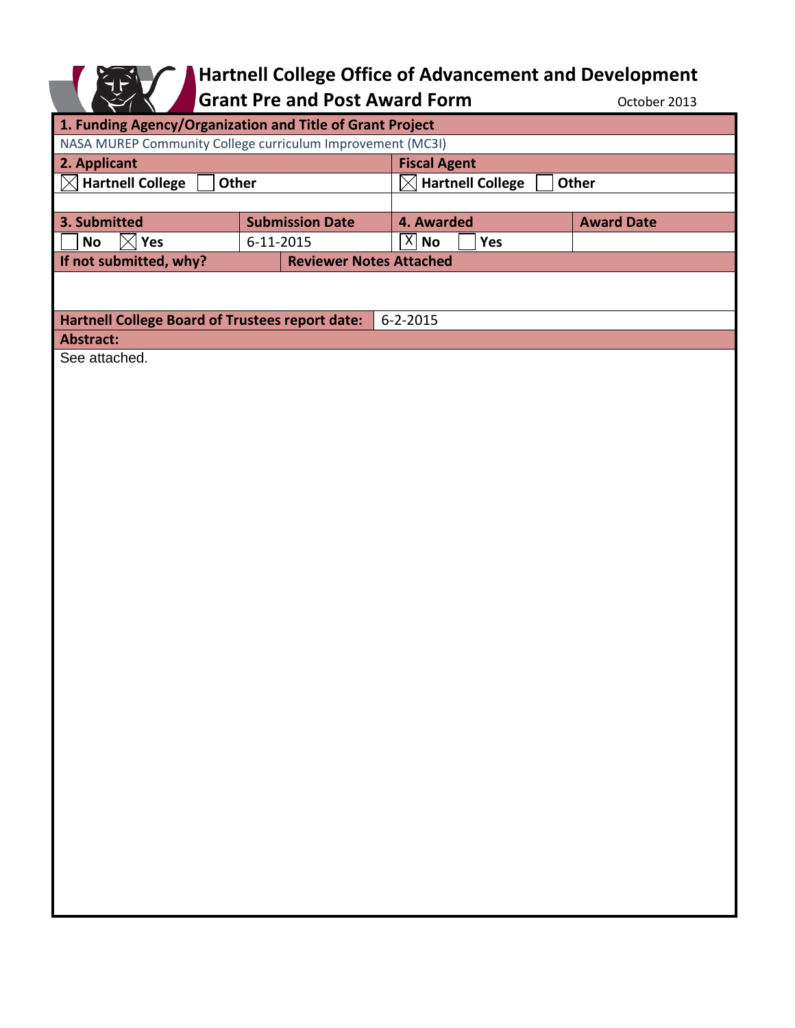# Hartnell College Office of Advancement and Development

## Grant Pre and Post Award Form

October 2013

| **1. Funding Agency/Organization and Title of Grant Project** | | | |
|---|---|---|---|
| NASA MUREP Community College curriculum Improvement (MC3I) | | | |
| **2. Applicant** | | **Fiscal Agent** | |
| ☒ **Hartnell College** ☐ **Other** | | ☒ **Hartnell College** ☐ **Other** | |
| | | | |
| **3. Submitted** | **Submission Date** | **4. Awarded** | **Award Date** |
| ☐ **No** ☒ **Yes** | 6-11-2015 | ☒ **No** ☐ **Yes** | |
| **If not submitted, why?** | **Reviewer Notes Attached** | | |
| | | | |
| **Hartnell College Board of Trustees report date:** | 6-2-2015 | | |

**Abstract:**

See attached.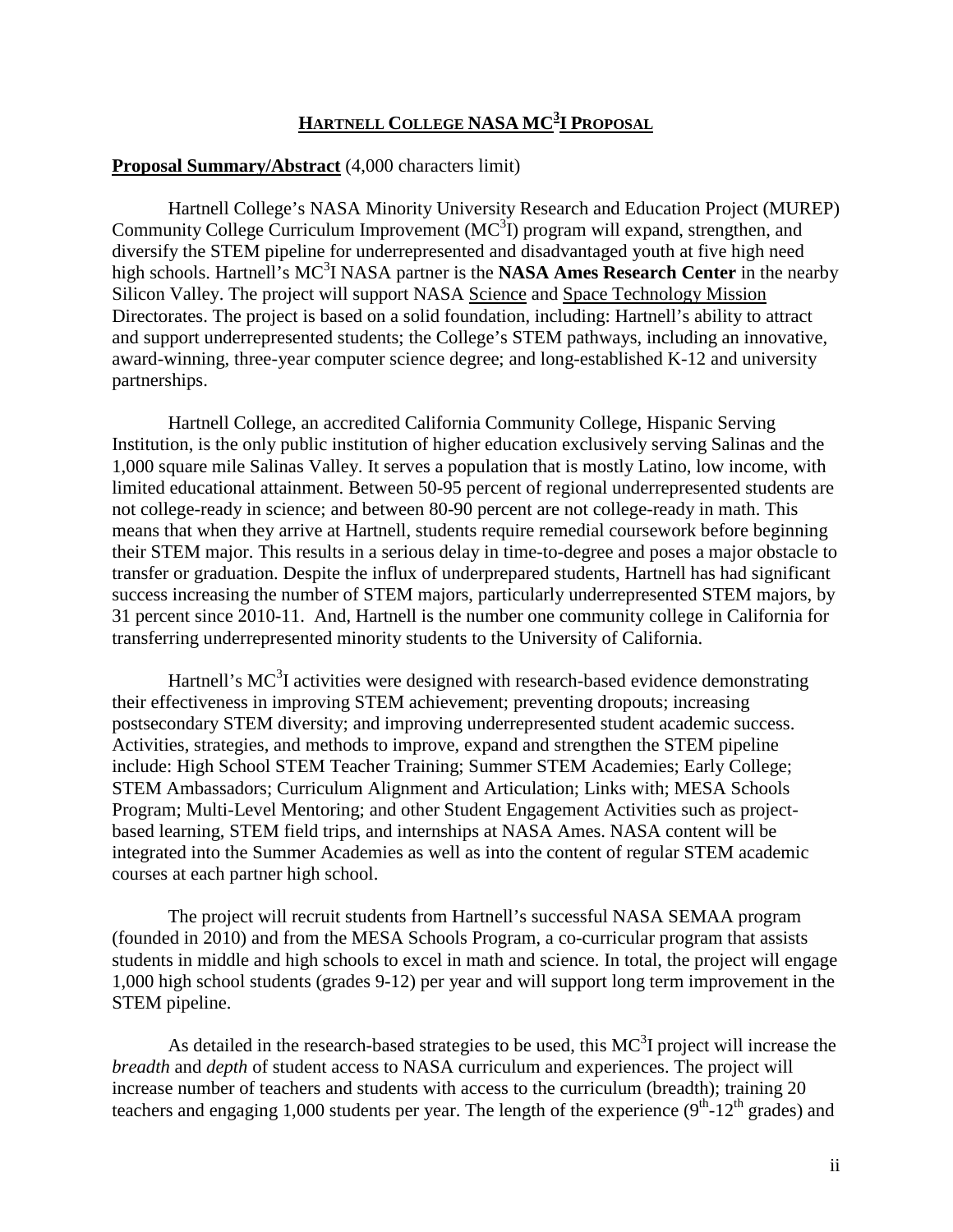# Hartnell College NASA MC$^3$I Proposal

**Proposal Summary/Abstract** (4,000 characters limit)

Hartnell College's NASA Minority University Research and Education Project (MUREP) Community College Curriculum Improvement (MC$^3$I) program will expand, strengthen, and diversify the STEM pipeline for underrepresented and disadvantaged youth at five high need high schools. Hartnell's MC$^3$I NASA partner is the **NASA Ames Research Center** in the nearby Silicon Valley. The project will support NASA Science and Space Technology Mission Directorates. The project is based on a solid foundation, including: Hartnell's ability to attract and support underrepresented students; the College's STEM pathways, including an innovative, award-winning, three-year computer science degree; and long-established K-12 and university partnerships.

Hartnell College, an accredited California Community College, Hispanic Serving Institution, is the only public institution of higher education exclusively serving Salinas and the 1,000 square mile Salinas Valley. It serves a population that is mostly Latino, low income, with limited educational attainment. Between 50-95 percent of regional underrepresented students are not college-ready in science; and between 80-90 percent are not college-ready in math. This means that when they arrive at Hartnell, students require remedial coursework before beginning their STEM major. This results in a serious delay in time-to-degree and poses a major obstacle to transfer or graduation. Despite the influx of underprepared students, Hartnell has had significant success increasing the number of STEM majors, particularly underrepresented STEM majors, by 31 percent since 2010-11. And, Hartnell is the number one community college in California for transferring underrepresented minority students to the University of California.

Hartnell's MC$^3$I activities were designed with research-based evidence demonstrating their effectiveness in improving STEM achievement; preventing dropouts; increasing postsecondary STEM diversity; and improving underrepresented student academic success. Activities, strategies, and methods to improve, expand and strengthen the STEM pipeline include: High School STEM Teacher Training; Summer STEM Academies; Early College; STEM Ambassadors; Curriculum Alignment and Articulation; Links with; MESA Schools Program; Multi-Level Mentoring; and other Student Engagement Activities such as project-based learning, STEM field trips, and internships at NASA Ames. NASA content will be integrated into the Summer Academies as well as into the content of regular STEM academic courses at each partner high school.

The project will recruit students from Hartnell's successful NASA SEMAA program (founded in 2010) and from the MESA Schools Program, a co-curricular program that assists students in middle and high schools to excel in math and science. In total, the project will engage 1,000 high school students (grades 9-12) per year and will support long term improvement in the STEM pipeline.

As detailed in the research-based strategies to be used, this MC$^3$I project will increase the *breadth* and *depth* of student access to NASA curriculum and experiences. The project will increase number of teachers and students with access to the curriculum (breadth); training 20 teachers and engaging 1,000 students per year. The length of the experience ($9^{th}$-$12^{th}$ grades) and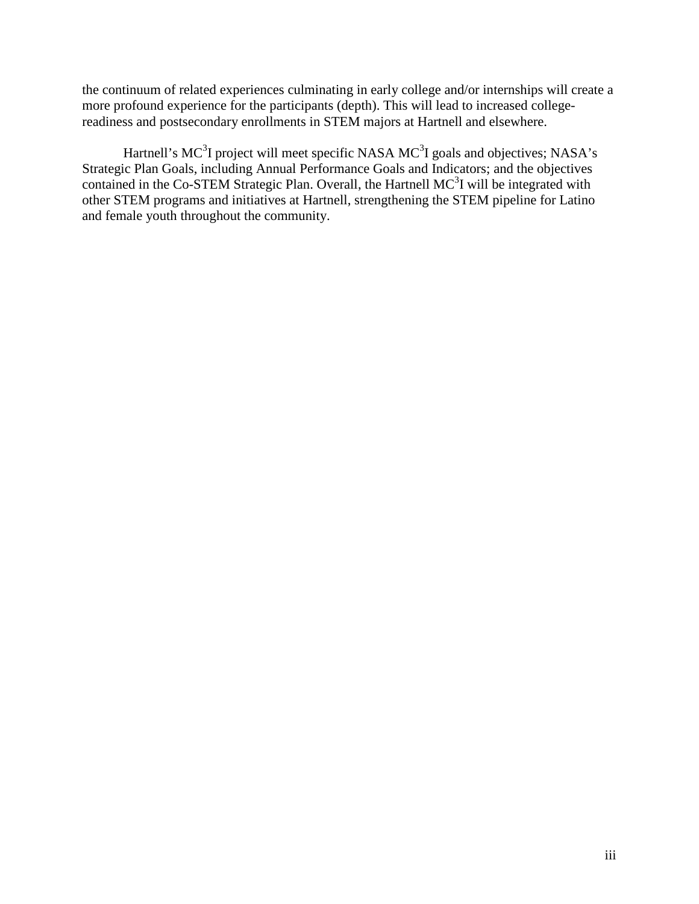the continuum of related experiences culminating in early college and/or internships will create a more profound experience for the participants (depth). This will lead to increased college-readiness and postsecondary enrollments in STEM majors at Hartnell and elsewhere.

Hartnell's $MC^3I$ project will meet specific NASA $MC^3I$ goals and objectives; NASA's Strategic Plan Goals, including Annual Performance Goals and Indicators; and the objectives contained in the Co-STEM Strategic Plan. Overall, the Hartnell $MC^3I$ will be integrated with other STEM programs and initiatives at Hartnell, strengthening the STEM pipeline for Latino and female youth throughout the community.